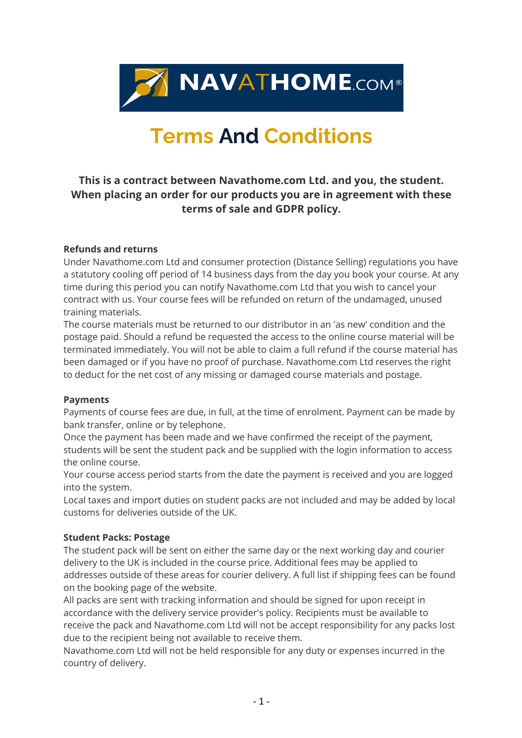# Terms And Conditions

**This is a contract between Navathome.com Ltd. and you, the student. When placing an order for our products you are in agreement with these terms of sale and GDPR policy.**

**Refunds and returns**

Under Navathome.com Ltd and consumer protection (Distance Selling) regulations you have a statutory cooling off period of 14 business days from the day you book your course. At any time during this period you can notify Navathome.com Ltd that you wish to cancel your contract with us. Your course fees will be refunded on return of the undamaged, unused training materials.

The course materials must be returned to our distributor in an 'as new' condition and the postage paid. Should a refund be requested the access to the online course material will be terminated immediately. You will not be able to claim a full refund if the course material has been damaged or if you have no proof of purchase. Navathome.com Ltd reserves the right to deduct for the net cost of any missing or damaged course materials and postage.

**Payments**

Payments of course fees are due, in full, at the time of enrolment. Payment can be made by bank transfer, online or by telephone.

Once the payment has been made and we have confirmed the receipt of the payment, students will be sent the student pack and be supplied with the login information to access the online course.

Your course access period starts from the date the payment is received and you are logged into the system.

Local taxes and import duties on student packs are not included and may be added by local customs for deliveries outside of the UK.

**Student Packs: Postage**

The student pack will be sent on either the same day or the next working day and courier delivery to the UK is included in the course price. Additional fees may be applied to addresses outside of these areas for courier delivery. A full list if shipping fees can be found on the booking page of the website.

All packs are sent with tracking information and should be signed for upon receipt in accordance with the delivery service provider's policy. Recipients must be available to receive the pack and Navathome.com Ltd will not be accept responsibility for any packs lost due to the recipient being not available to receive them.

Navathome.com Ltd will not be held responsible for any duty or expenses incurred in the country of delivery.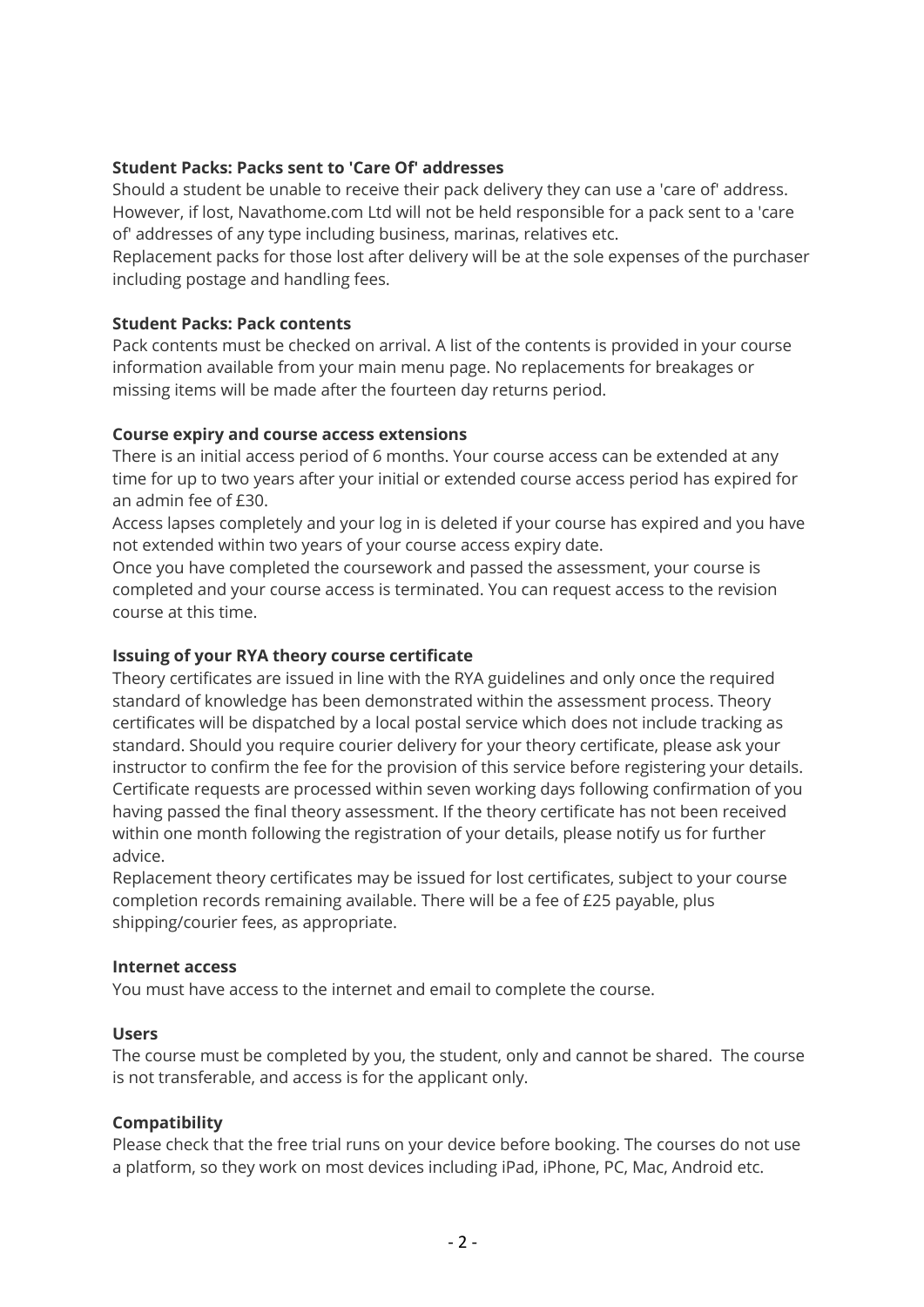**Student Packs: Packs sent to 'Care Of' addresses**

Should a student be unable to receive their pack delivery they can use a 'care of' address. However, if lost, Navathome.com Ltd will not be held responsible for a pack sent to a 'care of' addresses of any type including business, marinas, relatives etc.
Replacement packs for those lost after delivery will be at the sole expenses of the purchaser including postage and handling fees.

**Student Packs: Pack contents**

Pack contents must be checked on arrival. A list of the contents is provided in your course information available from your main menu page. No replacements for breakages or missing items will be made after the fourteen day returns period.

**Course expiry and course access extensions**

There is an initial access period of 6 months. Your course access can be extended at any time for up to two years after your initial or extended course access period has expired for an admin fee of £30.
Access lapses completely and your log in is deleted if your course has expired and you have not extended within two years of your course access expiry date.
Once you have completed the coursework and passed the assessment, your course is completed and your course access is terminated. You can request access to the revision course at this time.

**Issuing of your RYA theory course certificate**

Theory certificates are issued in line with the RYA guidelines and only once the required standard of knowledge has been demonstrated within the assessment process. Theory certificates will be dispatched by a local postal service which does not include tracking as standard. Should you require courier delivery for your theory certificate, please ask your instructor to confirm the fee for the provision of this service before registering your details. Certificate requests are processed within seven working days following confirmation of you having passed the final theory assessment. If the theory certificate has not been received within one month following the registration of your details, please notify us for further advice.
Replacement theory certificates may be issued for lost certificates, subject to your course completion records remaining available. There will be a fee of £25 payable, plus shipping/courier fees, as appropriate.

**Internet access**

You must have access to the internet and email to complete the course.

**Users**

The course must be completed by you, the student, only and cannot be shared. The course is not transferable, and access is for the applicant only.

**Compatibility**

Please check that the free trial runs on your device before booking. The courses do not use a platform, so they work on most devices including iPad, iPhone, PC, Mac, Android etc.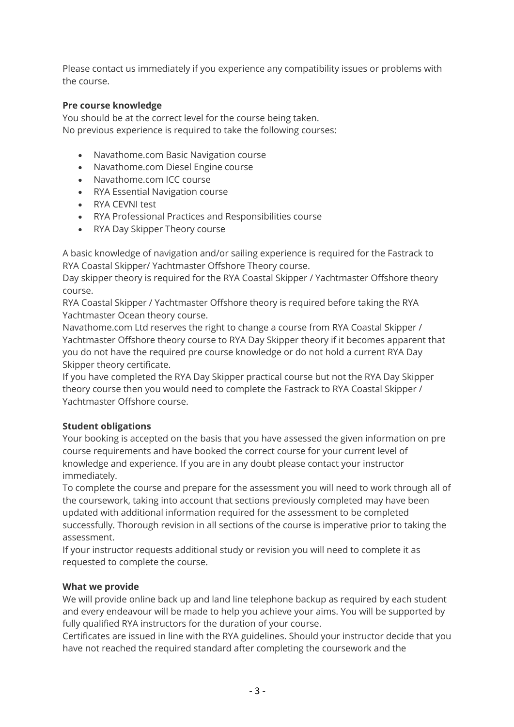Please contact us immediately if you experience any compatibility issues or problems with the course.

**Pre course knowledge**

You should be at the correct level for the course being taken.
No previous experience is required to take the following courses:

- Navathome.com Basic Navigation course
- Navathome.com Diesel Engine course
- Navathome.com ICC course
- RYA Essential Navigation course
- RYA CEVNI test
- RYA Professional Practices and Responsibilities course
- RYA Day Skipper Theory course

A basic knowledge of navigation and/or sailing experience is required for the Fastrack to RYA Coastal Skipper/ Yachtmaster Offshore Theory course.
Day skipper theory is required for the RYA Coastal Skipper / Yachtmaster Offshore theory course.
RYA Coastal Skipper / Yachtmaster Offshore theory is required before taking the RYA Yachtmaster Ocean theory course.
Navathome.com Ltd reserves the right to change a course from RYA Coastal Skipper / Yachtmaster Offshore theory course to RYA Day Skipper theory if it becomes apparent that you do not have the required pre course knowledge or do not hold a current RYA Day Skipper theory certificate.
If you have completed the RYA Day Skipper practical course but not the RYA Day Skipper theory course then you would need to complete the Fastrack to RYA Coastal Skipper / Yachtmaster Offshore course.

**Student obligations**

Your booking is accepted on the basis that you have assessed the given information on pre course requirements and have booked the correct course for your current level of knowledge and experience. If you are in any doubt please contact your instructor immediately.
To complete the course and prepare for the assessment you will need to work through all of the coursework, taking into account that sections previously completed may have been updated with additional information required for the assessment to be completed successfully. Thorough revision in all sections of the course is imperative prior to taking the assessment.
If your instructor requests additional study or revision you will need to complete it as requested to complete the course.

**What we provide**

We will provide online back up and land line telephone backup as required by each student and every endeavour will be made to help you achieve your aims. You will be supported by fully qualified RYA instructors for the duration of your course.
Certificates are issued in line with the RYA guidelines. Should your instructor decide that you have not reached the required standard after completing the coursework and the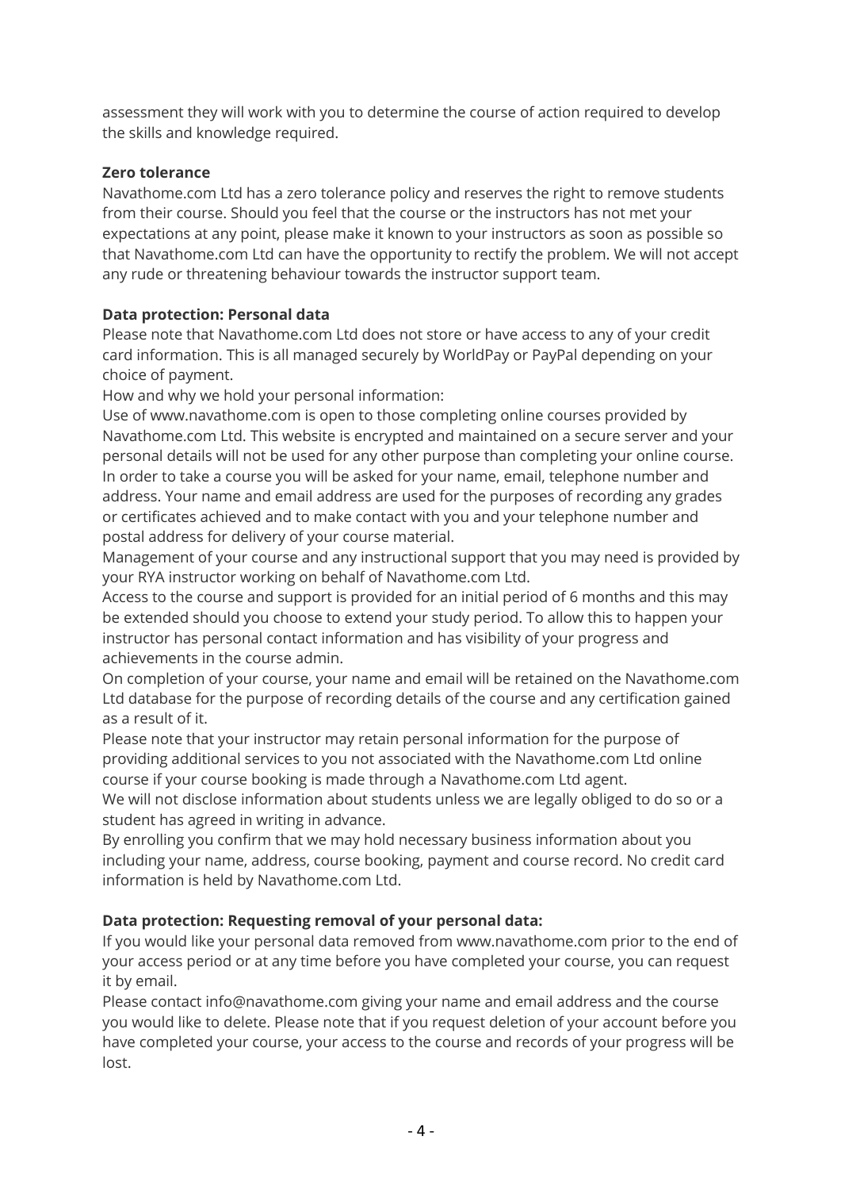assessment they will work with you to determine the course of action required to develop the skills and knowledge required.

**Zero tolerance**

Navathome.com Ltd has a zero tolerance policy and reserves the right to remove students from their course. Should you feel that the course or the instructors has not met your expectations at any point, please make it known to your instructors as soon as possible so that Navathome.com Ltd can have the opportunity to rectify the problem. We will not accept any rude or threatening behaviour towards the instructor support team.

**Data protection: Personal data**

Please note that Navathome.com Ltd does not store or have access to any of your credit card information. This is all managed securely by WorldPay or PayPal depending on your choice of payment.

How and why we hold your personal information:

Use of www.navathome.com is open to those completing online courses provided by Navathome.com Ltd. This website is encrypted and maintained on a secure server and your personal details will not be used for any other purpose than completing your online course. In order to take a course you will be asked for your name, email, telephone number and address. Your name and email address are used for the purposes of recording any grades or certificates achieved and to make contact with you and your telephone number and postal address for delivery of your course material.

Management of your course and any instructional support that you may need is provided by your RYA instructor working on behalf of Navathome.com Ltd.

Access to the course and support is provided for an initial period of 6 months and this may be extended should you choose to extend your study period. To allow this to happen your instructor has personal contact information and has visibility of your progress and achievements in the course admin.

On completion of your course, your name and email will be retained on the Navathome.com Ltd database for the purpose of recording details of the course and any certification gained as a result of it.

Please note that your instructor may retain personal information for the purpose of providing additional services to you not associated with the Navathome.com Ltd online course if your course booking is made through a Navathome.com Ltd agent.

We will not disclose information about students unless we are legally obliged to do so or a student has agreed in writing in advance.

By enrolling you confirm that we may hold necessary business information about you including your name, address, course booking, payment and course record. No credit card information is held by Navathome.com Ltd.

**Data protection: Requesting removal of your personal data:**

If you would like your personal data removed from www.navathome.com prior to the end of your access period or at any time before you have completed your course, you can request it by email.

Please contact info@navathome.com giving your name and email address and the course you would like to delete. Please note that if you request deletion of your account before you have completed your course, your access to the course and records of your progress will be lost.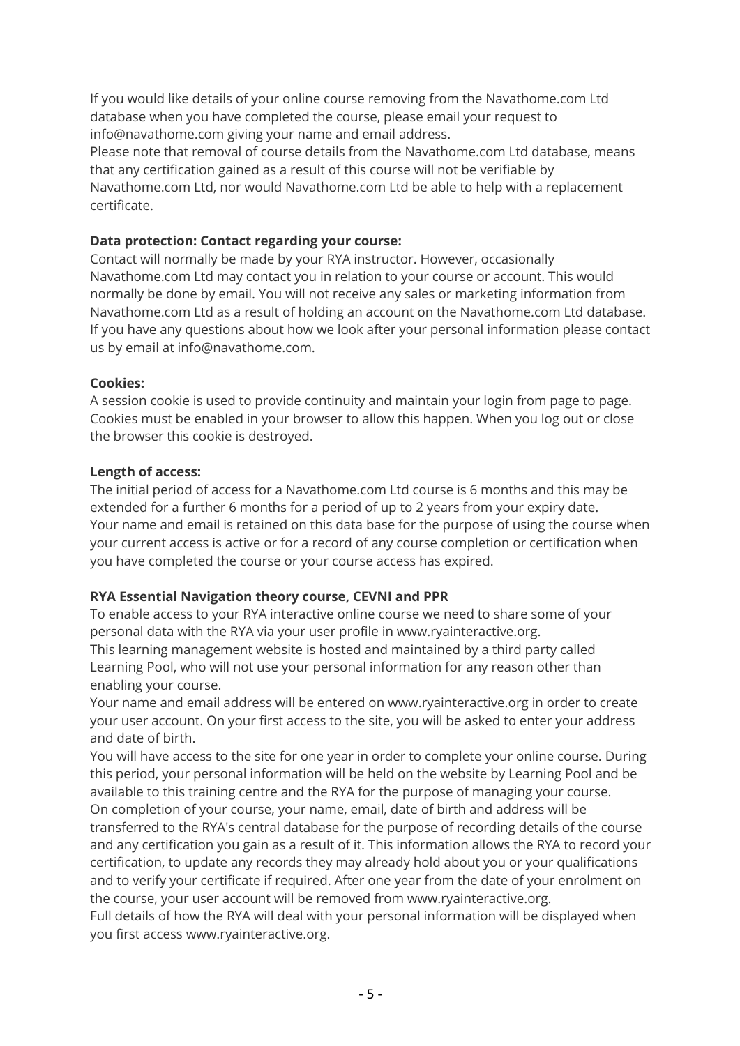If you would like details of your online course removing from the Navathome.com Ltd database when you have completed the course, please email your request to info@navathome.com giving your name and email address.
Please note that removal of course details from the Navathome.com Ltd database, means that any certification gained as a result of this course will not be verifiable by Navathome.com Ltd, nor would Navathome.com Ltd be able to help with a replacement certificate.

**Data protection: Contact regarding your course:**
Contact will normally be made by your RYA instructor. However, occasionally Navathome.com Ltd may contact you in relation to your course or account. This would normally be done by email. You will not receive any sales or marketing information from Navathome.com Ltd as a result of holding an account on the Navathome.com Ltd database. If you have any questions about how we look after your personal information please contact us by email at info@navathome.com.

**Cookies:**
A session cookie is used to provide continuity and maintain your login from page to page. Cookies must be enabled in your browser to allow this happen. When you log out or close the browser this cookie is destroyed.

**Length of access:**
The initial period of access for a Navathome.com Ltd course is 6 months and this may be extended for a further 6 months for a period of up to 2 years from your expiry date.
Your name and email is retained on this data base for the purpose of using the course when your current access is active or for a record of any course completion or certification when you have completed the course or your course access has expired.

**RYA Essential Navigation theory course, CEVNI and PPR**
To enable access to your RYA interactive online course we need to share some of your personal data with the RYA via your user profile in www.ryainteractive.org.
This learning management website is hosted and maintained by a third party called Learning Pool, who will not use your personal information for any reason other than enabling your course.
Your name and email address will be entered on www.ryainteractive.org in order to create your user account. On your first access to the site, you will be asked to enter your address and date of birth.
You will have access to the site for one year in order to complete your online course. During this period, your personal information will be held on the website by Learning Pool and be available to this training centre and the RYA for the purpose of managing your course.
On completion of your course, your name, email, date of birth and address will be transferred to the RYA's central database for the purpose of recording details of the course and any certification you gain as a result of it. This information allows the RYA to record your certification, to update any records they may already hold about you or your qualifications and to verify your certificate if required. After one year from the date of your enrolment on the course, your user account will be removed from www.ryainteractive.org.
Full details of how the RYA will deal with your personal information will be displayed when you first access www.ryainteractive.org.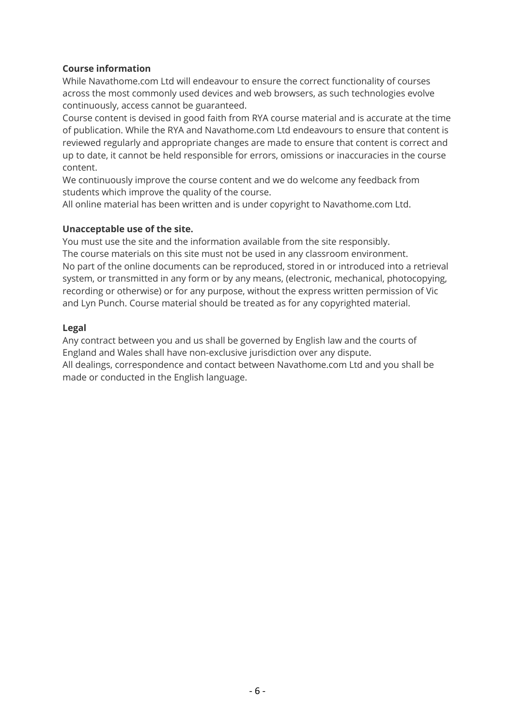**Course information**

While Navathome.com Ltd will endeavour to ensure the correct functionality of courses across the most commonly used devices and web browsers, as such technologies evolve continuously, access cannot be guaranteed.

Course content is devised in good faith from RYA course material and is accurate at the time of publication. While the RYA and Navathome.com Ltd endeavours to ensure that content is reviewed regularly and appropriate changes are made to ensure that content is correct and up to date, it cannot be held responsible for errors, omissions or inaccuracies in the course content.

We continuously improve the course content and we do welcome any feedback from students which improve the quality of the course.

All online material has been written and is under copyright to Navathome.com Ltd.

**Unacceptable use of the site.**

You must use the site and the information available from the site responsibly.

The course materials on this site must not be used in any classroom environment.

No part of the online documents can be reproduced, stored in or introduced into a retrieval system, or transmitted in any form or by any means, (electronic, mechanical, photocopying, recording or otherwise) or for any purpose, without the express written permission of Vic and Lyn Punch. Course material should be treated as for any copyrighted material.

**Legal**

Any contract between you and us shall be governed by English law and the courts of England and Wales shall have non-exclusive jurisdiction over any dispute.

All dealings, correspondence and contact between Navathome.com Ltd and you shall be made or conducted in the English language.